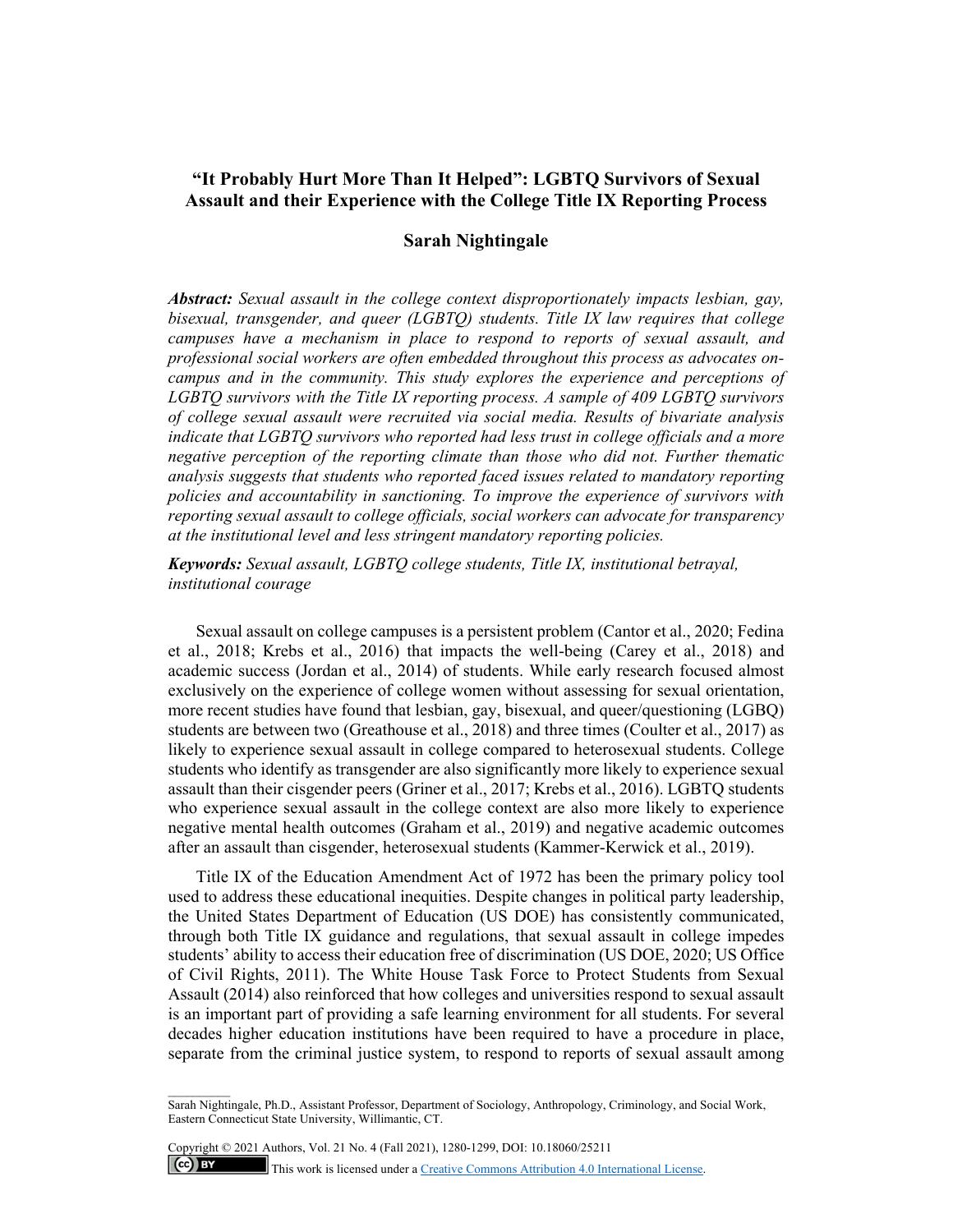# "It Probably Hurt More Than It Helped": LGBTQ Survivors of Sexual Assault and their Experience with the College Title IX Reporting Process

## Sarah Nightingale

***Abstract:*** *Sexual assault in the college context disproportionately impacts lesbian, gay, bisexual, transgender, and queer (LGBTQ) students. Title IX law requires that college campuses have a mechanism in place to respond to reports of sexual assault, and professional social workers are often embedded throughout this process as advocates on-campus and in the community. This study explores the experience and perceptions of LGBTQ survivors with the Title IX reporting process. A sample of 409 LGBTQ survivors of college sexual assault were recruited via social media. Results of bivariate analysis indicate that LGBTQ survivors who reported had less trust in college officials and a more negative perception of the reporting climate than those who did not. Further thematic analysis suggests that students who reported faced issues related to mandatory reporting policies and accountability in sanctioning. To improve the experience of survivors with reporting sexual assault to college officials, social workers can advocate for transparency at the institutional level and less stringent mandatory reporting policies.*

***Keywords:*** *Sexual assault, LGBTQ college students, Title IX, institutional betrayal, institutional courage*

Sexual assault on college campuses is a persistent problem (Cantor et al., 2020; Fedina et al., 2018; Krebs et al., 2016) that impacts the well-being (Carey et al., 2018) and academic success (Jordan et al., 2014) of students. While early research focused almost exclusively on the experience of college women without assessing for sexual orientation, more recent studies have found that lesbian, gay, bisexual, and queer/questioning (LGBQ) students are between two (Greathouse et al., 2018) and three times (Coulter et al., 2017) as likely to experience sexual assault in college compared to heterosexual students. College students who identify as transgender are also significantly more likely to experience sexual assault than their cisgender peers (Griner et al., 2017; Krebs et al., 2016). LGBTQ students who experience sexual assault in the college context are also more likely to experience negative mental health outcomes (Graham et al., 2019) and negative academic outcomes after an assault than cisgender, heterosexual students (Kammer-Kerwick et al., 2019).

Title IX of the Education Amendment Act of 1972 has been the primary policy tool used to address these educational inequities. Despite changes in political party leadership, the United States Department of Education (US DOE) has consistently communicated, through both Title IX guidance and regulations, that sexual assault in college impedes students' ability to access their education free of discrimination (US DOE, 2020; US Office of Civil Rights, 2011). The White House Task Force to Protect Students from Sexual Assault (2014) also reinforced that how colleges and universities respond to sexual assault is an important part of providing a safe learning environment for all students. For several decades higher education institutions have been required to have a procedure in place, separate from the criminal justice system, to respond to reports of sexual assault among

Sarah Nightingale, Ph.D., Assistant Professor, Department of Sociology, Anthropology, Criminology, and Social Work, Eastern Connecticut State University, Willimantic, CT.

Copyright © 2021 Authors, Vol. 21 No. 4 (Fall 2021), 1280-1299, DOI: 10.18060/25211

This work is licensed under a Creative Commons Attribution 4.0 International License.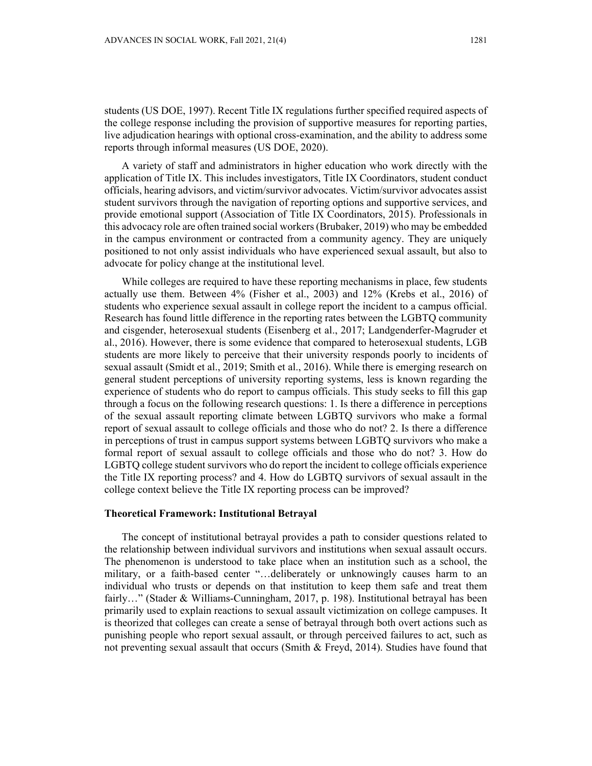students (US DOE, 1997). Recent Title IX regulations further specified required aspects of the college response including the provision of supportive measures for reporting parties, live adjudication hearings with optional cross-examination, and the ability to address some reports through informal measures (US DOE, 2020).

A variety of staff and administrators in higher education who work directly with the application of Title IX. This includes investigators, Title IX Coordinators, student conduct officials, hearing advisors, and victim/survivor advocates. Victim/survivor advocates assist student survivors through the navigation of reporting options and supportive services, and provide emotional support (Association of Title IX Coordinators, 2015). Professionals in this advocacy role are often trained social workers (Brubaker, 2019) who may be embedded in the campus environment or contracted from a community agency. They are uniquely positioned to not only assist individuals who have experienced sexual assault, but also to advocate for policy change at the institutional level.

While colleges are required to have these reporting mechanisms in place, few students actually use them. Between 4% (Fisher et al., 2003) and 12% (Krebs et al., 2016) of students who experience sexual assault in college report the incident to a campus official. Research has found little difference in the reporting rates between the LGBTQ community and cisgender, heterosexual students (Eisenberg et al., 2017; Landgenderfer-Magruder et al., 2016). However, there is some evidence that compared to heterosexual students, LGB students are more likely to perceive that their university responds poorly to incidents of sexual assault (Smidt et al., 2019; Smith et al., 2016). While there is emerging research on general student perceptions of university reporting systems, less is known regarding the experience of students who do report to campus officials. This study seeks to fill this gap through a focus on the following research questions: 1. Is there a difference in perceptions of the sexual assault reporting climate between LGBTQ survivors who make a formal report of sexual assault to college officials and those who do not? 2. Is there a difference in perceptions of trust in campus support systems between LGBTQ survivors who make a formal report of sexual assault to college officials and those who do not? 3. How do LGBTQ college student survivors who do report the incident to college officials experience the Title IX reporting process? and 4. How do LGBTQ survivors of sexual assault in the college context believe the Title IX reporting process can be improved?

**Theoretical Framework: Institutional Betrayal**

The concept of institutional betrayal provides a path to consider questions related to the relationship between individual survivors and institutions when sexual assault occurs. The phenomenon is understood to take place when an institution such as a school, the military, or a faith-based center "…deliberately or unknowingly causes harm to an individual who trusts or depends on that institution to keep them safe and treat them fairly…" (Stader & Williams-Cunningham, 2017, p. 198). Institutional betrayal has been primarily used to explain reactions to sexual assault victimization on college campuses. It is theorized that colleges can create a sense of betrayal through both overt actions such as punishing people who report sexual assault, or through perceived failures to act, such as not preventing sexual assault that occurs (Smith & Freyd, 2014). Studies have found that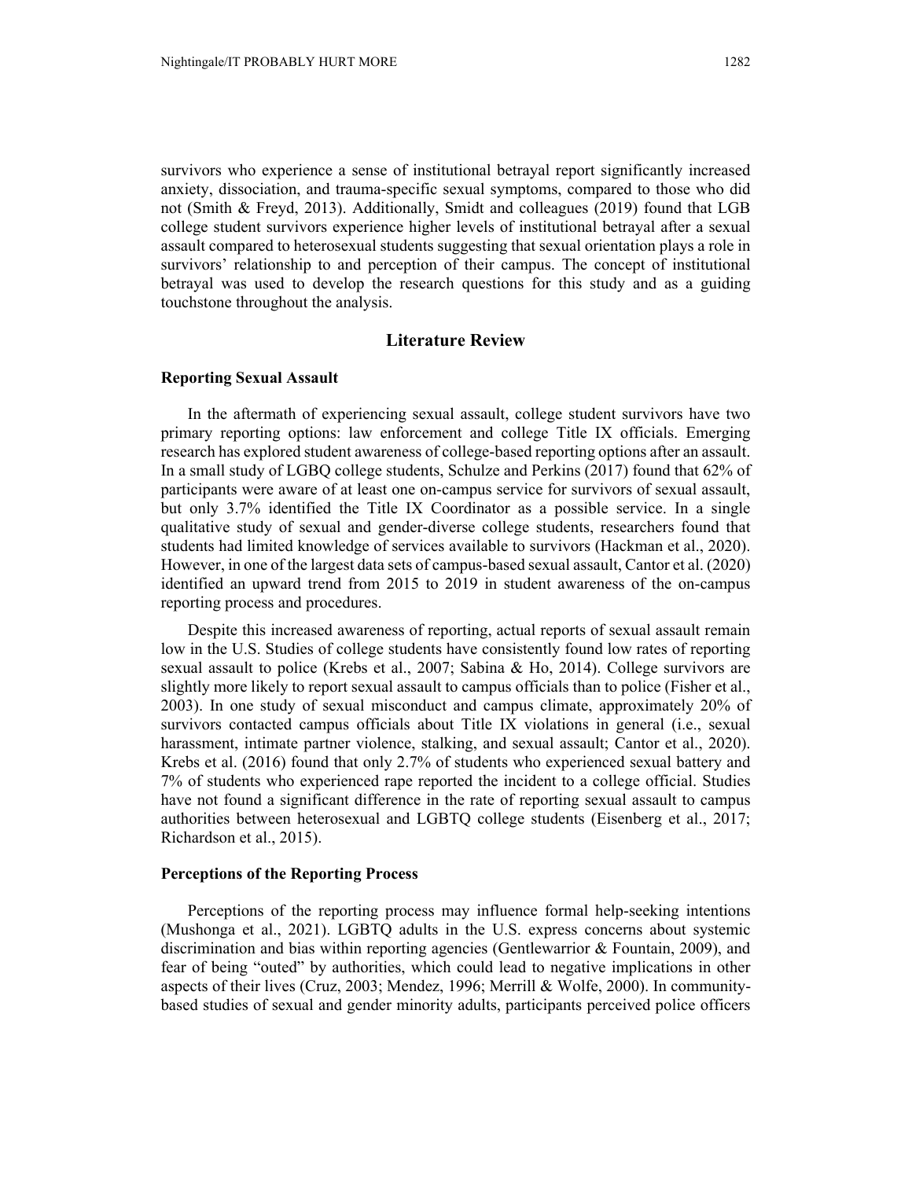survivors who experience a sense of institutional betrayal report significantly increased anxiety, dissociation, and trauma-specific sexual symptoms, compared to those who did not (Smith & Freyd, 2013). Additionally, Smidt and colleagues (2019) found that LGB college student survivors experience higher levels of institutional betrayal after a sexual assault compared to heterosexual students suggesting that sexual orientation plays a role in survivors' relationship to and perception of their campus. The concept of institutional betrayal was used to develop the research questions for this study and as a guiding touchstone throughout the analysis.

## Literature Review

### Reporting Sexual Assault

In the aftermath of experiencing sexual assault, college student survivors have two primary reporting options: law enforcement and college Title IX officials. Emerging research has explored student awareness of college-based reporting options after an assault. In a small study of LGBQ college students, Schulze and Perkins (2017) found that 62% of participants were aware of at least one on-campus service for survivors of sexual assault, but only 3.7% identified the Title IX Coordinator as a possible service. In a single qualitative study of sexual and gender-diverse college students, researchers found that students had limited knowledge of services available to survivors (Hackman et al., 2020). However, in one of the largest data sets of campus-based sexual assault, Cantor et al. (2020) identified an upward trend from 2015 to 2019 in student awareness of the on-campus reporting process and procedures.

Despite this increased awareness of reporting, actual reports of sexual assault remain low in the U.S. Studies of college students have consistently found low rates of reporting sexual assault to police (Krebs et al., 2007; Sabina & Ho, 2014). College survivors are slightly more likely to report sexual assault to campus officials than to police (Fisher et al., 2003). In one study of sexual misconduct and campus climate, approximately 20% of survivors contacted campus officials about Title IX violations in general (i.e., sexual harassment, intimate partner violence, stalking, and sexual assault; Cantor et al., 2020). Krebs et al. (2016) found that only 2.7% of students who experienced sexual battery and 7% of students who experienced rape reported the incident to a college official. Studies have not found a significant difference in the rate of reporting sexual assault to campus authorities between heterosexual and LGBTQ college students (Eisenberg et al., 2017; Richardson et al., 2015).

### Perceptions of the Reporting Process

Perceptions of the reporting process may influence formal help-seeking intentions (Mushonga et al., 2021). LGBTQ adults in the U.S. express concerns about systemic discrimination and bias within reporting agencies (Gentlewarrior & Fountain, 2009), and fear of being "outed" by authorities, which could lead to negative implications in other aspects of their lives (Cruz, 2003; Mendez, 1996; Merrill & Wolfe, 2000). In community-based studies of sexual and gender minority adults, participants perceived police officers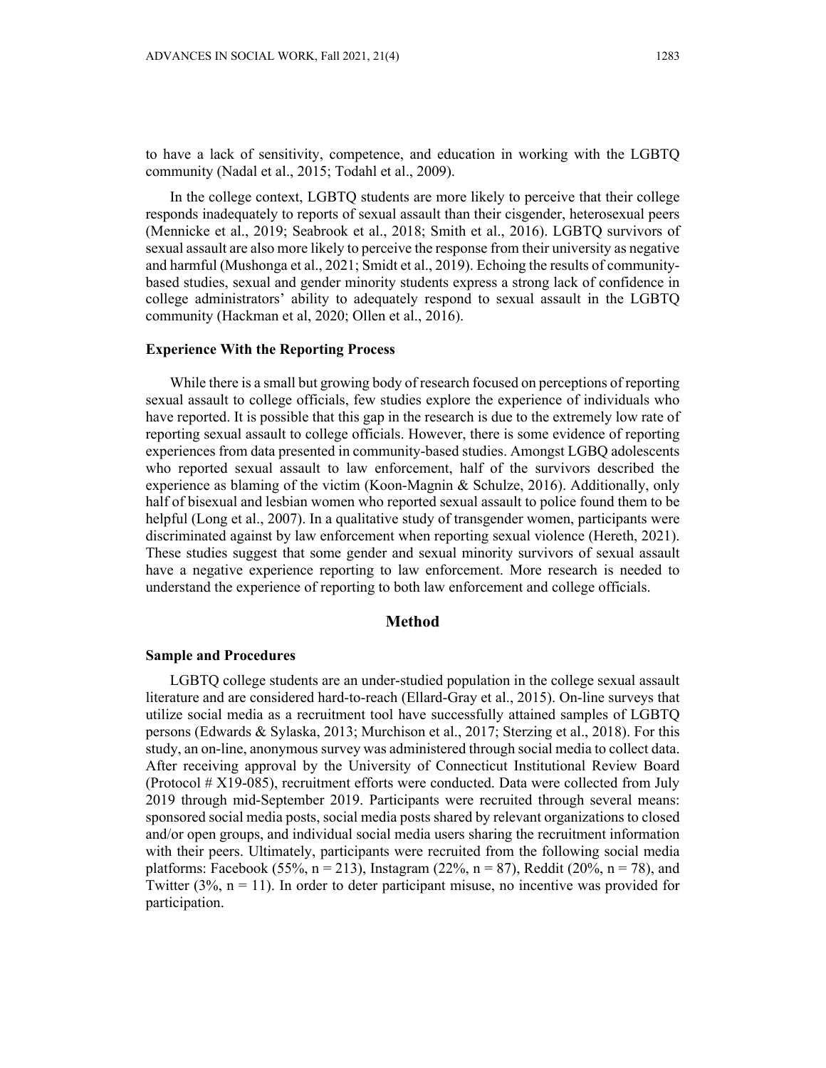to have a lack of sensitivity, competence, and education in working with the LGBTQ community (Nadal et al., 2015; Todahl et al., 2009).

In the college context, LGBTQ students are more likely to perceive that their college responds inadequately to reports of sexual assault than their cisgender, heterosexual peers (Mennicke et al., 2019; Seabrook et al., 2018; Smith et al., 2016). LGBTQ survivors of sexual assault are also more likely to perceive the response from their university as negative and harmful (Mushonga et al., 2021; Smidt et al., 2019). Echoing the results of community-based studies, sexual and gender minority students express a strong lack of confidence in college administrators' ability to adequately respond to sexual assault in the LGBTQ community (Hackman et al, 2020; Ollen et al., 2016).

### Experience With the Reporting Process

While there is a small but growing body of research focused on perceptions of reporting sexual assault to college officials, few studies explore the experience of individuals who have reported. It is possible that this gap in the research is due to the extremely low rate of reporting sexual assault to college officials. However, there is some evidence of reporting experiences from data presented in community-based studies. Amongst LGBQ adolescents who reported sexual assault to law enforcement, half of the survivors described the experience as blaming of the victim (Koon-Magnin & Schulze, 2016). Additionally, only half of bisexual and lesbian women who reported sexual assault to police found them to be helpful (Long et al., 2007). In a qualitative study of transgender women, participants were discriminated against by law enforcement when reporting sexual violence (Hereth, 2021). These studies suggest that some gender and sexual minority survivors of sexual assault have a negative experience reporting to law enforcement. More research is needed to understand the experience of reporting to both law enforcement and college officials.

## Method

### Sample and Procedures

LGBTQ college students are an under-studied population in the college sexual assault literature and are considered hard-to-reach (Ellard-Gray et al., 2015). On-line surveys that utilize social media as a recruitment tool have successfully attained samples of LGBTQ persons (Edwards & Sylaska, 2013; Murchison et al., 2017; Sterzing et al., 2018). For this study, an on-line, anonymous survey was administered through social media to collect data. After receiving approval by the University of Connecticut Institutional Review Board (Protocol # X19-085), recruitment efforts were conducted. Data were collected from July 2019 through mid-September 2019. Participants were recruited through several means: sponsored social media posts, social media posts shared by relevant organizations to closed and/or open groups, and individual social media users sharing the recruitment information with their peers. Ultimately, participants were recruited from the following social media platforms: Facebook (55%, n = 213), Instagram (22%, n = 87), Reddit (20%, n = 78), and Twitter (3%, n = 11). In order to deter participant misuse, no incentive was provided for participation.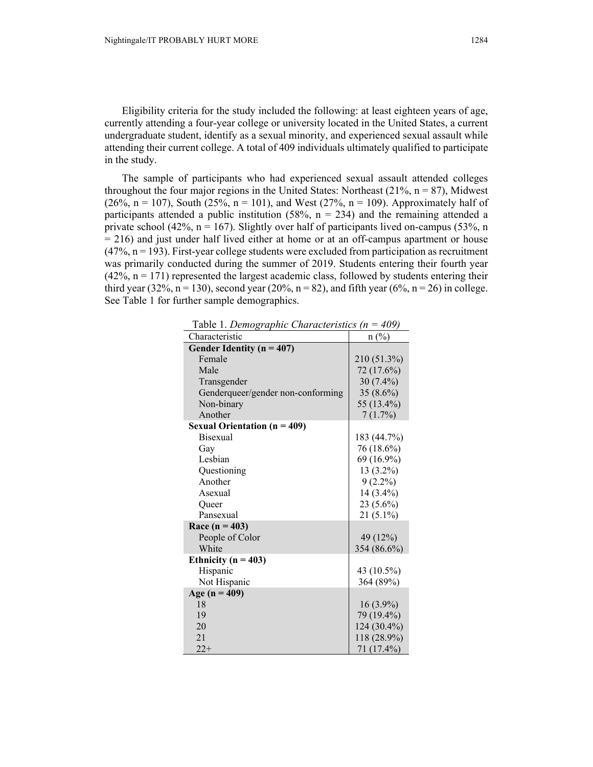Eligibility criteria for the study included the following: at least eighteen years of age, currently attending a four-year college or university located in the United States, a current undergraduate student, identify as a sexual minority, and experienced sexual assault while attending their current college. A total of 409 individuals ultimately qualified to participate in the study.

The sample of participants who had experienced sexual assault attended colleges throughout the four major regions in the United States: Northeast (21%, n = 87), Midwest (26%, n = 107), South (25%, n = 101), and West (27%, n = 109). Approximately half of participants attended a public institution (58%, n = 234) and the remaining attended a private school (42%, n = 167). Slightly over half of participants lived on-campus (53%, n = 216) and just under half lived either at home or at an off-campus apartment or house (47%, n = 193). First-year college students were excluded from participation as recruitment was primarily conducted during the summer of 2019. Students entering their fourth year (42%, n = 171) represented the largest academic class, followed by students entering their third year (32%, n = 130), second year (20%, n = 82), and fifth year (6%, n = 26) in college. See Table 1 for further sample demographics.

Table 1. *Demographic Characteristics (n = 409)*

| Characteristic | n (%) |
|---|---|
| **Gender Identity (n = 407)** | |
| Female | 210 (51.3%) |
| Male | 72 (17.6%) |
| Transgender | 30 (7.4%) |
| Genderqueer/gender non-conforming | 35 (8.6%) |
| Non-binary | 55 (13.4%) |
| Another | 7 (1.7%) |
| **Sexual Orientation (n = 409)** | |
| Bisexual | 183 (44.7%) |
| Gay | 76 (18.6%) |
| Lesbian | 69 (16.9%) |
| Questioning | 13 (3.2%) |
| Another | 9 (2.2%) |
| Asexual | 14 (3.4%) |
| Queer | 23 (5.6%) |
| Pansexual | 21 (5.1%) |
| **Race (n = 403)** | |
| People of Color | 49 (12%) |
| White | 354 (86.6%) |
| **Ethnicity (n = 403)** | |
| Hispanic | 43 (10.5%) |
| Not Hispanic | 364 (89%) |
| **Age (n = 409)** | |
| 18 | 16 (3.9%) |
| 19 | 79 (19.4%) |
| 20 | 124 (30.4%) |
| 21 | 118 (28.9%) |
| 22+ | 71 (17.4%) |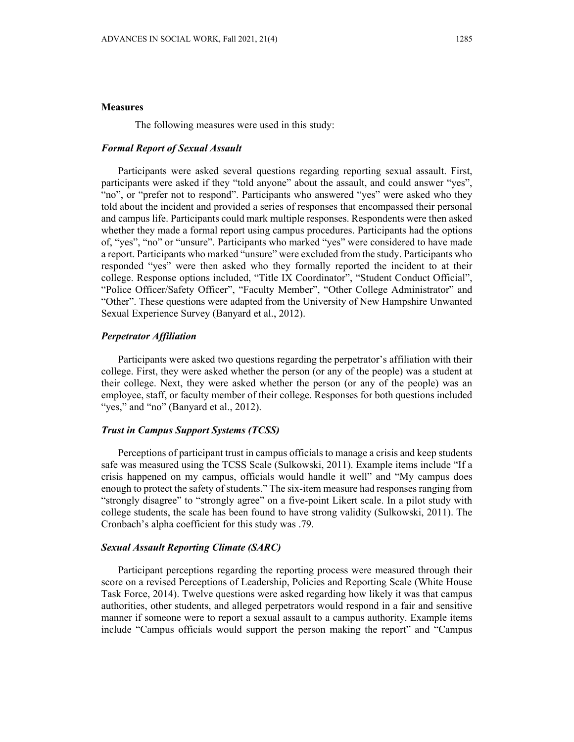## Measures

The following measures were used in this study:

### *Formal Report of Sexual Assault*

Participants were asked several questions regarding reporting sexual assault. First, participants were asked if they "told anyone" about the assault, and could answer "yes", "no", or "prefer not to respond". Participants who answered "yes" were asked who they told about the incident and provided a series of responses that encompassed their personal and campus life. Participants could mark multiple responses. Respondents were then asked whether they made a formal report using campus procedures. Participants had the options of, "yes", "no" or "unsure". Participants who marked "yes" were considered to have made a report. Participants who marked "unsure" were excluded from the study. Participants who responded "yes" were then asked who they formally reported the incident to at their college. Response options included, "Title IX Coordinator", "Student Conduct Official", "Police Officer/Safety Officer", "Faculty Member", "Other College Administrator" and "Other". These questions were adapted from the University of New Hampshire Unwanted Sexual Experience Survey (Banyard et al., 2012).

### *Perpetrator Affiliation*

Participants were asked two questions regarding the perpetrator's affiliation with their college. First, they were asked whether the person (or any of the people) was a student at their college. Next, they were asked whether the person (or any of the people) was an employee, staff, or faculty member of their college. Responses for both questions included "yes," and "no" (Banyard et al., 2012).

### *Trust in Campus Support Systems (TCSS)*

Perceptions of participant trust in campus officials to manage a crisis and keep students safe was measured using the TCSS Scale (Sulkowski, 2011). Example items include "If a crisis happened on my campus, officials would handle it well" and "My campus does enough to protect the safety of students." The six-item measure had responses ranging from "strongly disagree" to "strongly agree" on a five-point Likert scale. In a pilot study with college students, the scale has been found to have strong validity (Sulkowski, 2011). The Cronbach's alpha coefficient for this study was .79.

### *Sexual Assault Reporting Climate (SARC)*

Participant perceptions regarding the reporting process were measured through their score on a revised Perceptions of Leadership, Policies and Reporting Scale (White House Task Force, 2014). Twelve questions were asked regarding how likely it was that campus authorities, other students, and alleged perpetrators would respond in a fair and sensitive manner if someone were to report a sexual assault to a campus authority. Example items include "Campus officials would support the person making the report" and "Campus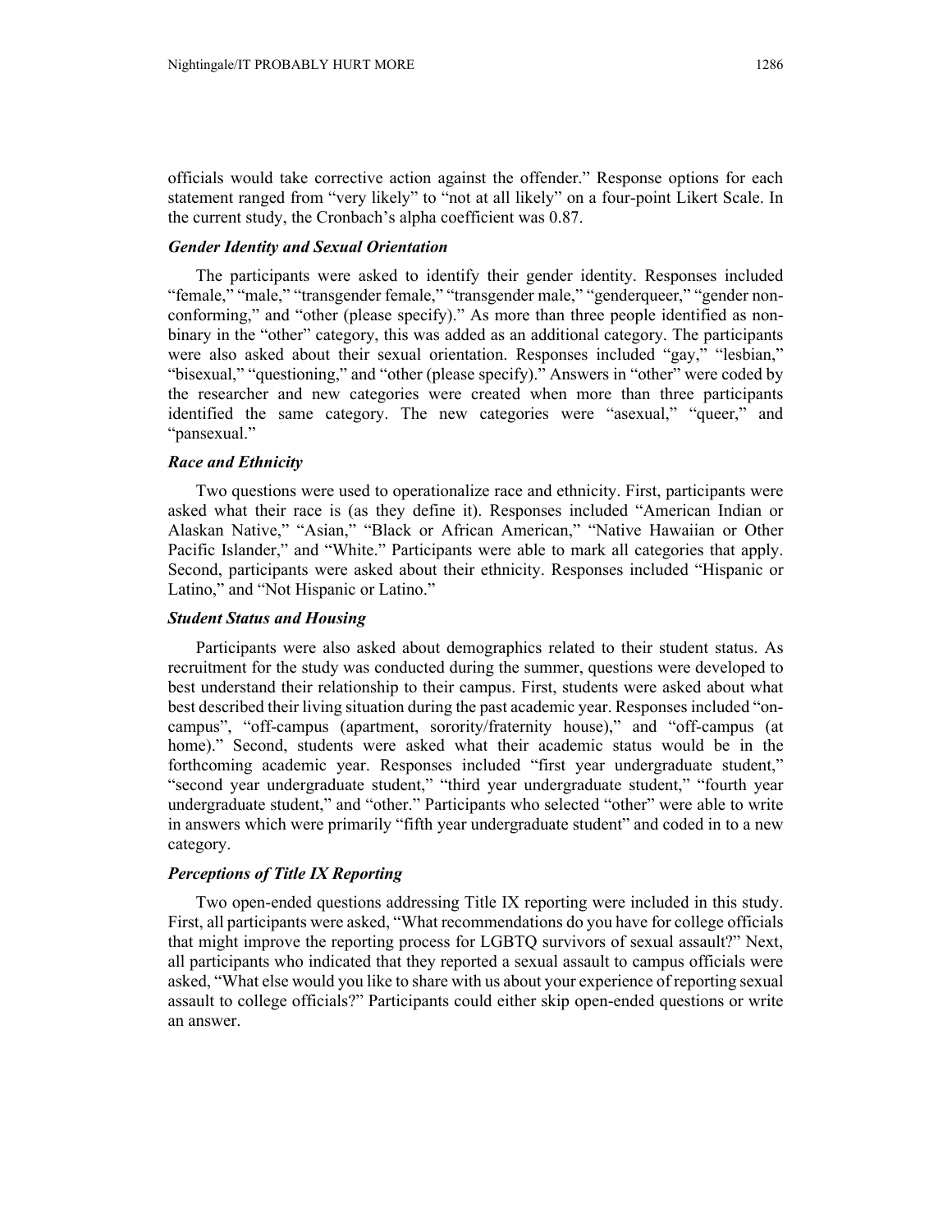officials would take corrective action against the offender." Response options for each statement ranged from "very likely" to "not at all likely" on a four-point Likert Scale. In the current study, the Cronbach's alpha coefficient was 0.87.

### *Gender Identity and Sexual Orientation*

The participants were asked to identify their gender identity. Responses included "female," "male," "transgender female," "transgender male," "genderqueer," "gender non-conforming," and "other (please specify)." As more than three people identified as non-binary in the "other" category, this was added as an additional category. The participants were also asked about their sexual orientation. Responses included "gay," "lesbian," "bisexual," "questioning," and "other (please specify)." Answers in "other" were coded by the researcher and new categories were created when more than three participants identified the same category. The new categories were "asexual," "queer," and "pansexual."

### *Race and Ethnicity*

Two questions were used to operationalize race and ethnicity. First, participants were asked what their race is (as they define it). Responses included "American Indian or Alaskan Native," "Asian," "Black or African American," "Native Hawaiian or Other Pacific Islander," and "White." Participants were able to mark all categories that apply. Second, participants were asked about their ethnicity. Responses included "Hispanic or Latino," and "Not Hispanic or Latino."

### *Student Status and Housing*

Participants were also asked about demographics related to their student status. As recruitment for the study was conducted during the summer, questions were developed to best understand their relationship to their campus. First, students were asked about what best described their living situation during the past academic year. Responses included "on-campus", "off-campus (apartment, sorority/fraternity house)," and "off-campus (at home)." Second, students were asked what their academic status would be in the forthcoming academic year. Responses included "first year undergraduate student," "second year undergraduate student," "third year undergraduate student," "fourth year undergraduate student," and "other." Participants who selected "other" were able to write in answers which were primarily "fifth year undergraduate student" and coded in to a new category.

### *Perceptions of Title IX Reporting*

Two open-ended questions addressing Title IX reporting were included in this study. First, all participants were asked, "What recommendations do you have for college officials that might improve the reporting process for LGBTQ survivors of sexual assault?" Next, all participants who indicated that they reported a sexual assault to campus officials were asked, "What else would you like to share with us about your experience of reporting sexual assault to college officials?" Participants could either skip open-ended questions or write an answer.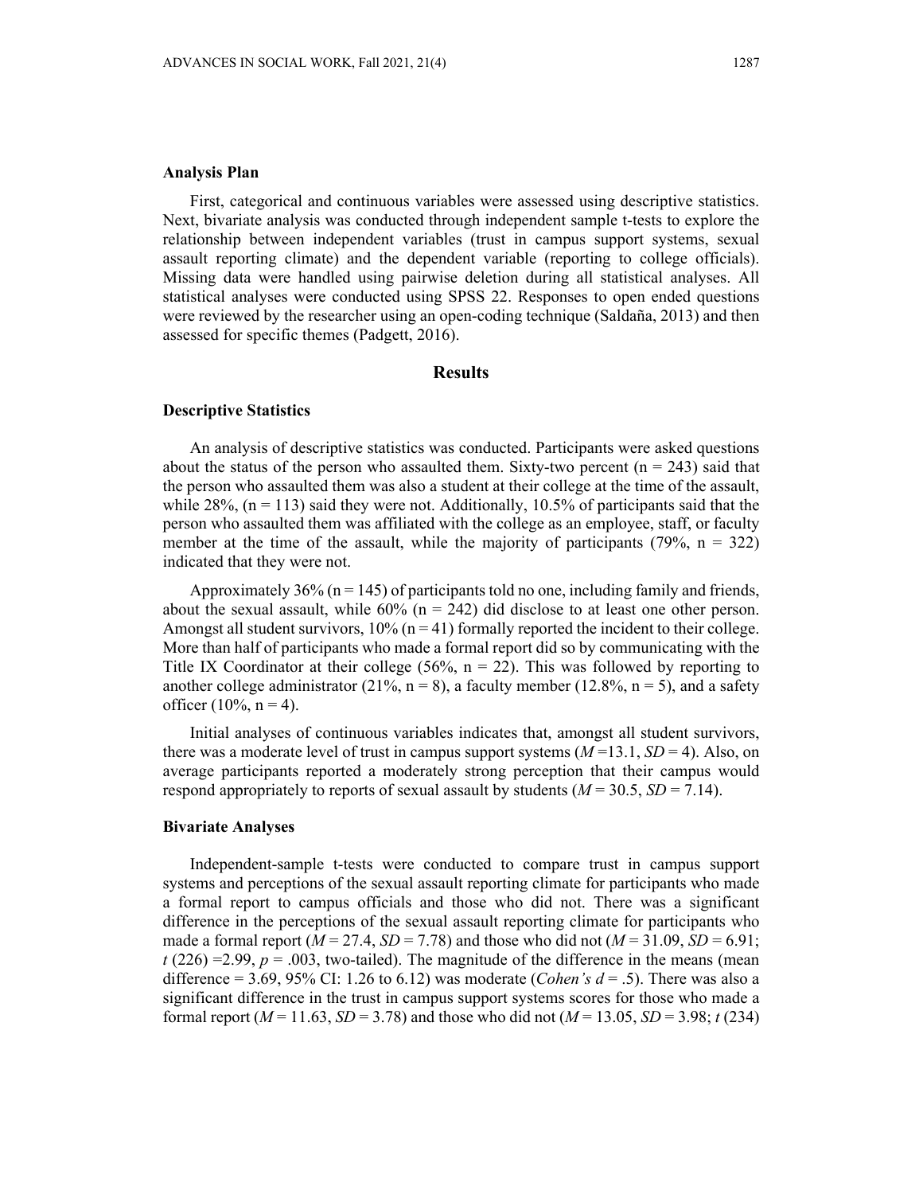### Analysis Plan

First, categorical and continuous variables were assessed using descriptive statistics. Next, bivariate analysis was conducted through independent sample t-tests to explore the relationship between independent variables (trust in campus support systems, sexual assault reporting climate) and the dependent variable (reporting to college officials). Missing data were handled using pairwise deletion during all statistical analyses. All statistical analyses were conducted using SPSS 22. Responses to open ended questions were reviewed by the researcher using an open-coding technique (Saldaña, 2013) and then assessed for specific themes (Padgett, 2016).

## Results

### Descriptive Statistics

An analysis of descriptive statistics was conducted. Participants were asked questions about the status of the person who assaulted them. Sixty-two percent ($n = 243$) said that the person who assaulted them was also a student at their college at the time of the assault, while 28%, ($n = 113$) said they were not. Additionally, 10.5% of participants said that the person who assaulted them was affiliated with the college as an employee, staff, or faculty member at the time of the assault, while the majority of participants (79%, $n = 322$) indicated that they were not.

Approximately 36% ($n = 145$) of participants told no one, including family and friends, about the sexual assault, while 60% ($n = 242$) did disclose to at least one other person. Amongst all student survivors, 10% ($n = 41$) formally reported the incident to their college. More than half of participants who made a formal report did so by communicating with the Title IX Coordinator at their college (56%, $n = 22$). This was followed by reporting to another college administrator (21%, $n = 8$), a faculty member (12.8%, $n = 5$), and a safety officer (10%, $n = 4$).

Initial analyses of continuous variables indicates that, amongst all student survivors, there was a moderate level of trust in campus support systems ($M = 13.1$, $SD = 4$). Also, on average participants reported a moderately strong perception that their campus would respond appropriately to reports of sexual assault by students ($M = 30.5$, $SD = 7.14$).

### Bivariate Analyses

Independent-sample t-tests were conducted to compare trust in campus support systems and perceptions of the sexual assault reporting climate for participants who made a formal report to campus officials and those who did not. There was a significant difference in the perceptions of the sexual assault reporting climate for participants who made a formal report ($M = 27.4$, $SD = 7.78$) and those who did not ($M = 31.09$, $SD = 6.91$; $t\,(226) = 2.99$, $p = .003$, two-tailed). The magnitude of the difference in the means (mean difference = 3.69, 95% CI: 1.26 to 6.12) was moderate (*Cohen's* $d = .5$). There was also a significant difference in the trust in campus support systems scores for those who made a formal report ($M = 11.63$, $SD = 3.78$) and those who did not ($M = 13.05$, $SD = 3.98$; $t\,(234)$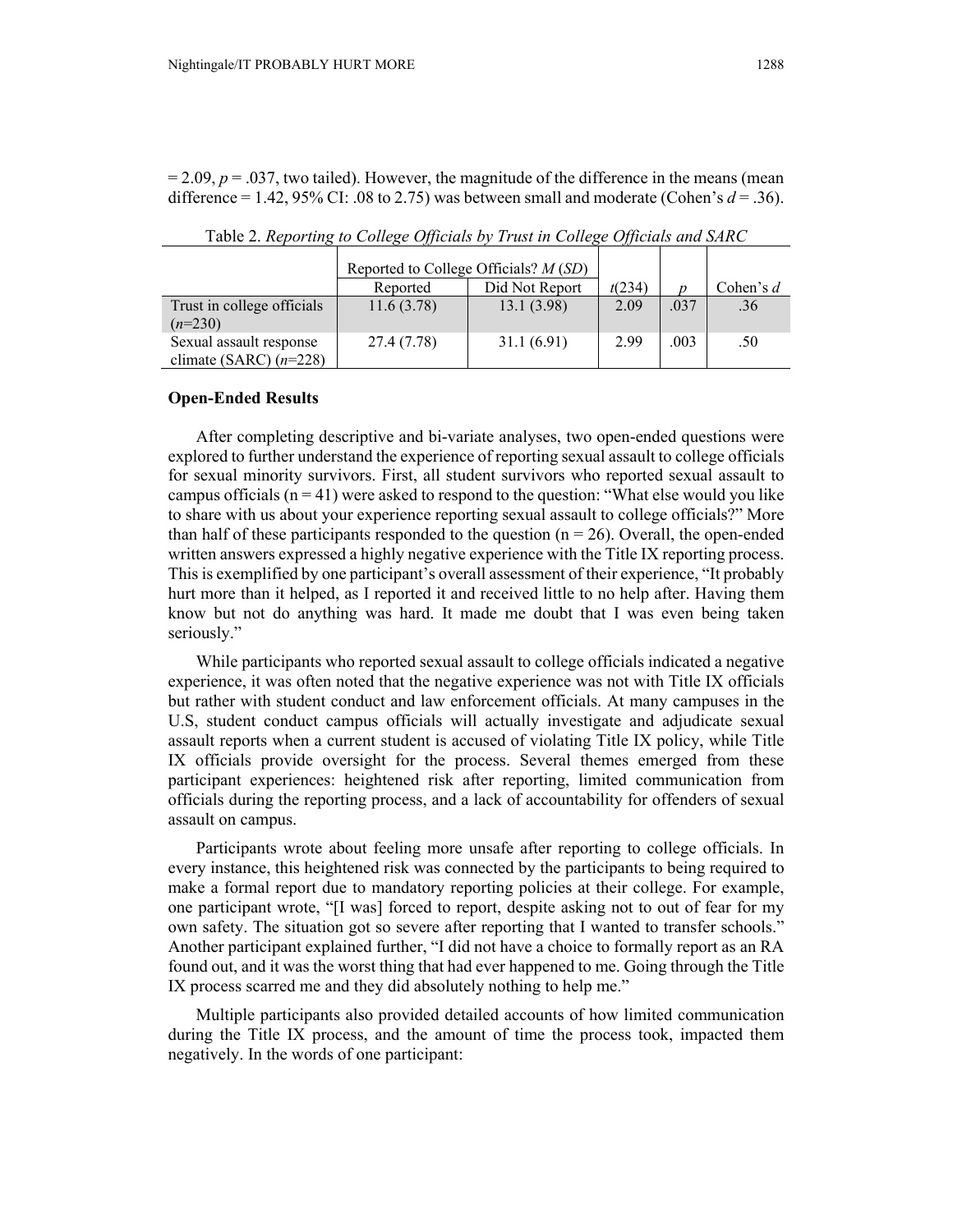$= 2.09$, $p = .037$, two tailed). However, the magnitude of the difference in the means (mean difference = 1.42, 95% CI: .08 to 2.75) was between small and moderate (Cohen's $d = .36$).

Table 2. *Reporting to College Officials by Trust in College Officials and SARC*

| | Reported to College Officials? *M* (*SD*) | | | | |
|---|---|---|---|---|---|
| | Reported | Did Not Report | $t(234)$ | $p$ | Cohen's $d$ |
| Trust in college officials (*n*=230) | 11.6 (3.78) | 13.1 (3.98) | 2.09 | .037 | .36 |
| Sexual assault response climate (SARC) (*n*=228) | 27.4 (7.78) | 31.1 (6.91) | 2.99 | .003 | .50 |

### Open-Ended Results

After completing descriptive and bi-variate analyses, two open-ended questions were explored to further understand the experience of reporting sexual assault to college officials for sexual minority survivors. First, all student survivors who reported sexual assault to campus officials ($n = 41$) were asked to respond to the question: "What else would you like to share with us about your experience reporting sexual assault to college officials?" More than half of these participants responded to the question ($n = 26$). Overall, the open-ended written answers expressed a highly negative experience with the Title IX reporting process. This is exemplified by one participant's overall assessment of their experience, "It probably hurt more than it helped, as I reported it and received little to no help after. Having them know but not do anything was hard. It made me doubt that I was even being taken seriously."

While participants who reported sexual assault to college officials indicated a negative experience, it was often noted that the negative experience was not with Title IX officials but rather with student conduct and law enforcement officials. At many campuses in the U.S, student conduct campus officials will actually investigate and adjudicate sexual assault reports when a current student is accused of violating Title IX policy, while Title IX officials provide oversight for the process. Several themes emerged from these participant experiences: heightened risk after reporting, limited communication from officials during the reporting process, and a lack of accountability for offenders of sexual assault on campus.

Participants wrote about feeling more unsafe after reporting to college officials. In every instance, this heightened risk was connected by the participants to being required to make a formal report due to mandatory reporting policies at their college. For example, one participant wrote, "[I was] forced to report, despite asking not to out of fear for my own safety. The situation got so severe after reporting that I wanted to transfer schools." Another participant explained further, "I did not have a choice to formally report as an RA found out, and it was the worst thing that had ever happened to me. Going through the Title IX process scarred me and they did absolutely nothing to help me."

Multiple participants also provided detailed accounts of how limited communication during the Title IX process, and the amount of time the process took, impacted them negatively. In the words of one participant: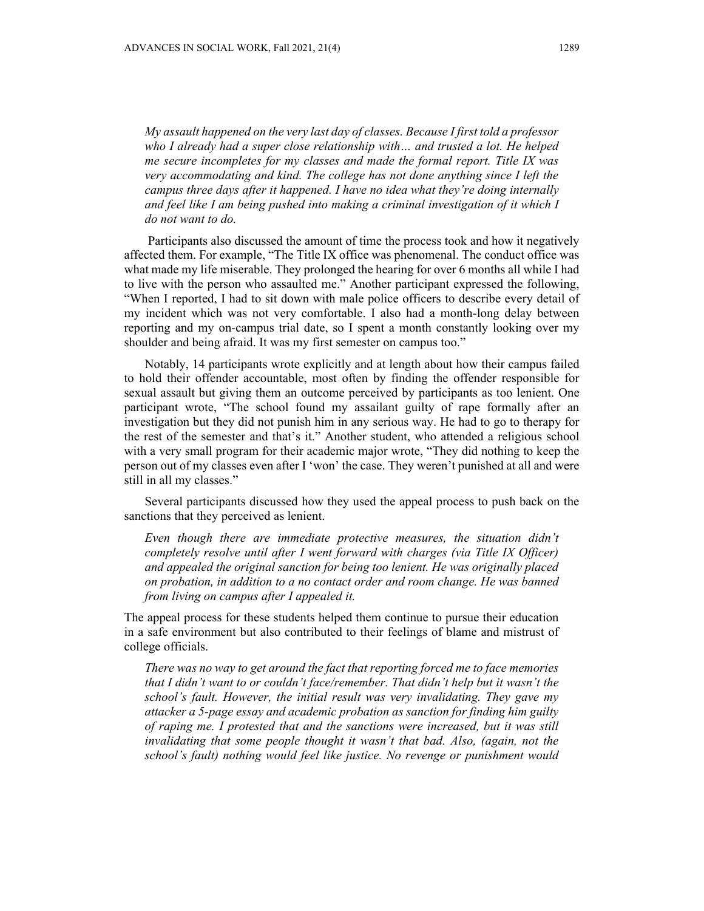*My assault happened on the very last day of classes. Because I first told a professor who I already had a super close relationship with… and trusted a lot. He helped me secure incompletes for my classes and made the formal report. Title IX was very accommodating and kind. The college has not done anything since I left the campus three days after it happened. I have no idea what they're doing internally and feel like I am being pushed into making a criminal investigation of it which I do not want to do.*

Participants also discussed the amount of time the process took and how it negatively affected them. For example, "The Title IX office was phenomenal. The conduct office was what made my life miserable. They prolonged the hearing for over 6 months all while I had to live with the person who assaulted me." Another participant expressed the following, "When I reported, I had to sit down with male police officers to describe every detail of my incident which was not very comfortable. I also had a month-long delay between reporting and my on-campus trial date, so I spent a month constantly looking over my shoulder and being afraid. It was my first semester on campus too."

Notably, 14 participants wrote explicitly and at length about how their campus failed to hold their offender accountable, most often by finding the offender responsible for sexual assault but giving them an outcome perceived by participants as too lenient. One participant wrote, "The school found my assailant guilty of rape formally after an investigation but they did not punish him in any serious way. He had to go to therapy for the rest of the semester and that's it." Another student, who attended a religious school with a very small program for their academic major wrote, "They did nothing to keep the person out of my classes even after I 'won' the case. They weren't punished at all and were still in all my classes."

Several participants discussed how they used the appeal process to push back on the sanctions that they perceived as lenient.

*Even though there are immediate protective measures, the situation didn't completely resolve until after I went forward with charges (via Title IX Officer) and appealed the original sanction for being too lenient. He was originally placed on probation, in addition to a no contact order and room change. He was banned from living on campus after I appealed it.*

The appeal process for these students helped them continue to pursue their education in a safe environment but also contributed to their feelings of blame and mistrust of college officials.

*There was no way to get around the fact that reporting forced me to face memories that I didn't want to or couldn't face/remember. That didn't help but it wasn't the school's fault. However, the initial result was very invalidating. They gave my attacker a 5-page essay and academic probation as sanction for finding him guilty of raping me. I protested that and the sanctions were increased, but it was still invalidating that some people thought it wasn't that bad. Also, (again, not the school's fault) nothing would feel like justice. No revenge or punishment would*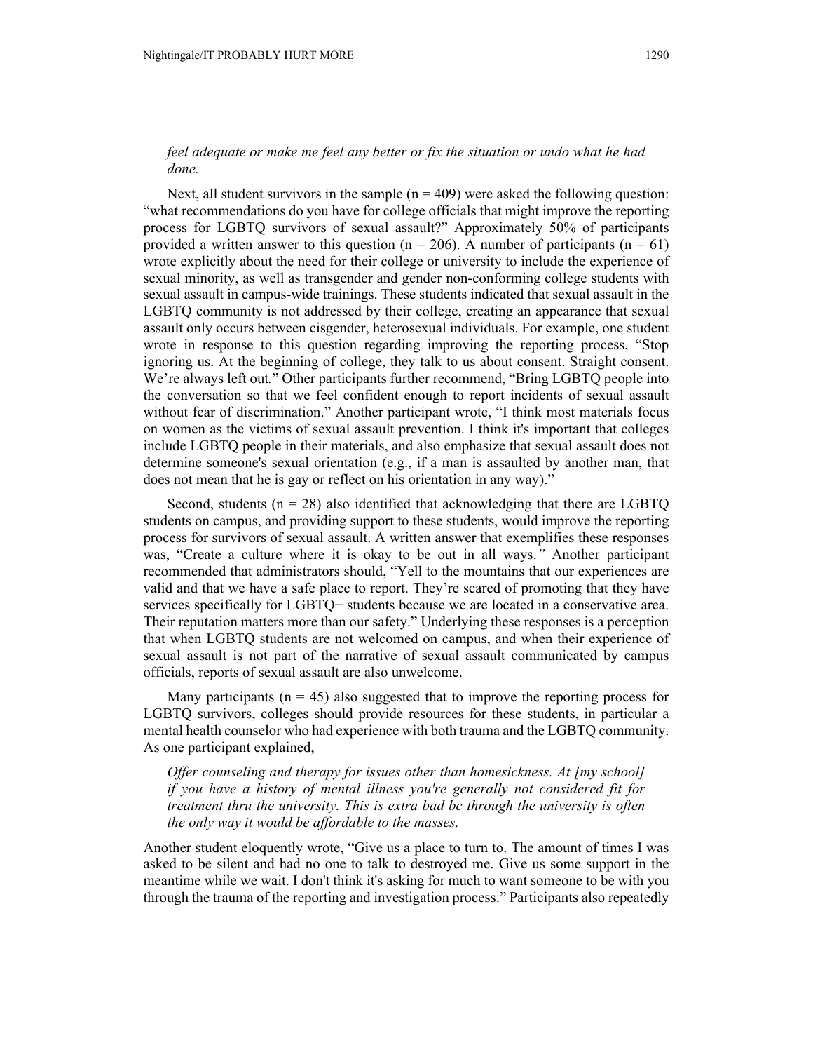*feel adequate or make me feel any better or fix the situation or undo what he had done.*

Next, all student survivors in the sample (n = 409) were asked the following question: "what recommendations do you have for college officials that might improve the reporting process for LGBTQ survivors of sexual assault?" Approximately 50% of participants provided a written answer to this question (n = 206). A number of participants (n = 61) wrote explicitly about the need for their college or university to include the experience of sexual minority, as well as transgender and gender non-conforming college students with sexual assault in campus-wide trainings. These students indicated that sexual assault in the LGBTQ community is not addressed by their college, creating an appearance that sexual assault only occurs between cisgender, heterosexual individuals. For example, one student wrote in response to this question regarding improving the reporting process, "Stop ignoring us. At the beginning of college, they talk to us about consent. Straight consent. We're always left out." Other participants further recommend, "Bring LGBTQ people into the conversation so that we feel confident enough to report incidents of sexual assault without fear of discrimination." Another participant wrote, "I think most materials focus on women as the victims of sexual assault prevention. I think it's important that colleges include LGBTQ people in their materials, and also emphasize that sexual assault does not determine someone's sexual orientation (e.g., if a man is assaulted by another man, that does not mean that he is gay or reflect on his orientation in any way)."

Second, students (n = 28) also identified that acknowledging that there are LGBTQ students on campus, and providing support to these students, would improve the reporting process for survivors of sexual assault. A written answer that exemplifies these responses was, "Create a culture where it is okay to be out in all ways." Another participant recommended that administrators should, "Yell to the mountains that our experiences are valid and that we have a safe place to report. They're scared of promoting that they have services specifically for LGBTQ+ students because we are located in a conservative area. Their reputation matters more than our safety." Underlying these responses is a perception that when LGBTQ students are not welcomed on campus, and when their experience of sexual assault is not part of the narrative of sexual assault communicated by campus officials, reports of sexual assault are also unwelcome.

Many participants (n = 45) also suggested that to improve the reporting process for LGBTQ survivors, colleges should provide resources for these students, in particular a mental health counselor who had experience with both trauma and the LGBTQ community. As one participant explained,

> *Offer counseling and therapy for issues other than homesickness. At [my school] if you have a history of mental illness you're generally not considered fit for treatment thru the university. This is extra bad bc through the university is often the only way it would be affordable to the masses.*

Another student eloquently wrote, "Give us a place to turn to. The amount of times I was asked to be silent and had no one to talk to destroyed me. Give us some support in the meantime while we wait. I don't think it's asking for much to want someone to be with you through the trauma of the reporting and investigation process." Participants also repeatedly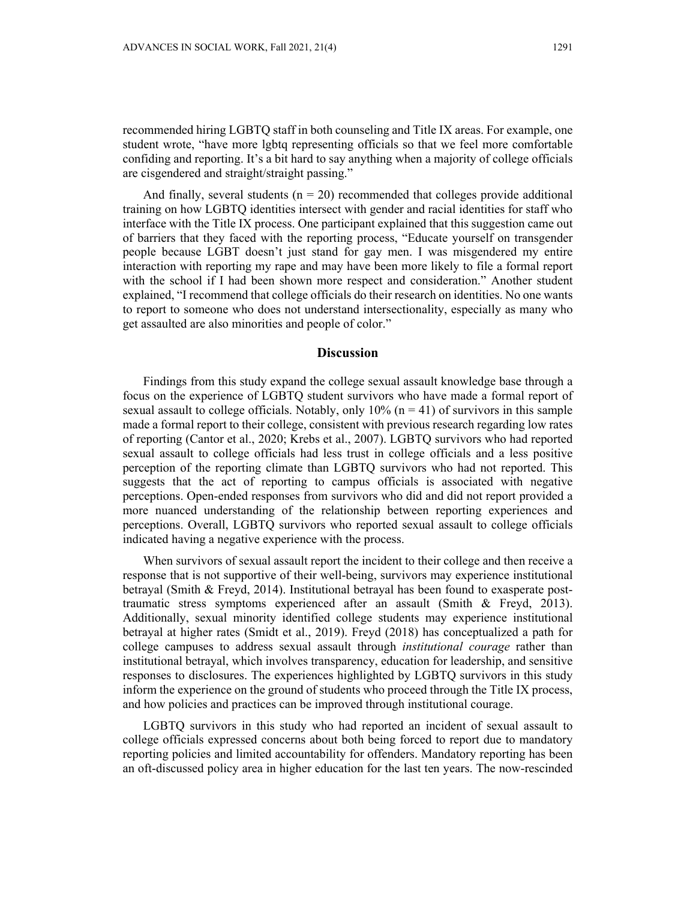recommended hiring LGBTQ staff in both counseling and Title IX areas. For example, one student wrote, "have more lgbtq representing officials so that we feel more comfortable confiding and reporting. It's a bit hard to say anything when a majority of college officials are cisgendered and straight/straight passing."

And finally, several students ($n = 20$) recommended that colleges provide additional training on how LGBTQ identities intersect with gender and racial identities for staff who interface with the Title IX process. One participant explained that this suggestion came out of barriers that they faced with the reporting process, "Educate yourself on transgender people because LGBT doesn't just stand for gay men. I was misgendered my entire interaction with reporting my rape and may have been more likely to file a formal report with the school if I had been shown more respect and consideration." Another student explained, "I recommend that college officials do their research on identities. No one wants to report to someone who does not understand intersectionality, especially as many who get assaulted are also minorities and people of color."

## Discussion

Findings from this study expand the college sexual assault knowledge base through a focus on the experience of LGBTQ student survivors who have made a formal report of sexual assault to college officials. Notably, only 10% ($n = 41$) of survivors in this sample made a formal report to their college, consistent with previous research regarding low rates of reporting (Cantor et al., 2020; Krebs et al., 2007). LGBTQ survivors who had reported sexual assault to college officials had less trust in college officials and a less positive perception of the reporting climate than LGBTQ survivors who had not reported. This suggests that the act of reporting to campus officials is associated with negative perceptions. Open-ended responses from survivors who did and did not report provided a more nuanced understanding of the relationship between reporting experiences and perceptions. Overall, LGBTQ survivors who reported sexual assault to college officials indicated having a negative experience with the process.

When survivors of sexual assault report the incident to their college and then receive a response that is not supportive of their well-being, survivors may experience institutional betrayal (Smith & Freyd, 2014). Institutional betrayal has been found to exasperate post-traumatic stress symptoms experienced after an assault (Smith & Freyd, 2013). Additionally, sexual minority identified college students may experience institutional betrayal at higher rates (Smidt et al., 2019). Freyd (2018) has conceptualized a path for college campuses to address sexual assault through *institutional courage* rather than institutional betrayal, which involves transparency, education for leadership, and sensitive responses to disclosures. The experiences highlighted by LGBTQ survivors in this study inform the experience on the ground of students who proceed through the Title IX process, and how policies and practices can be improved through institutional courage.

LGBTQ survivors in this study who had reported an incident of sexual assault to college officials expressed concerns about both being forced to report due to mandatory reporting policies and limited accountability for offenders. Mandatory reporting has been an oft-discussed policy area in higher education for the last ten years. The now-rescinded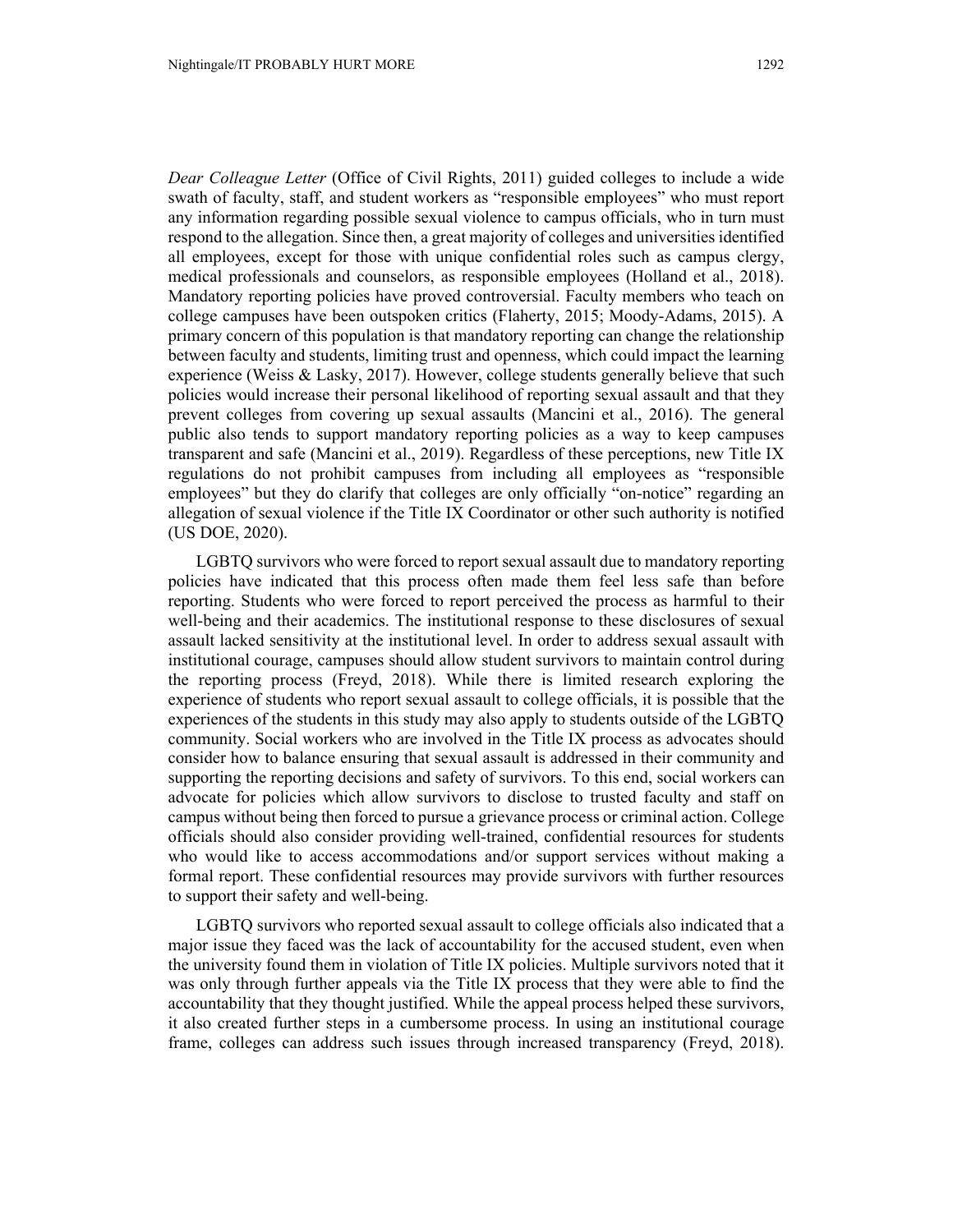*Dear Colleague Letter* (Office of Civil Rights, 2011) guided colleges to include a wide swath of faculty, staff, and student workers as "responsible employees" who must report any information regarding possible sexual violence to campus officials, who in turn must respond to the allegation. Since then, a great majority of colleges and universities identified all employees, except for those with unique confidential roles such as campus clergy, medical professionals and counselors, as responsible employees (Holland et al., 2018). Mandatory reporting policies have proved controversial. Faculty members who teach on college campuses have been outspoken critics (Flaherty, 2015; Moody-Adams, 2015). A primary concern of this population is that mandatory reporting can change the relationship between faculty and students, limiting trust and openness, which could impact the learning experience (Weiss & Lasky, 2017). However, college students generally believe that such policies would increase their personal likelihood of reporting sexual assault and that they prevent colleges from covering up sexual assaults (Mancini et al., 2016). The general public also tends to support mandatory reporting policies as a way to keep campuses transparent and safe (Mancini et al., 2019). Regardless of these perceptions, new Title IX regulations do not prohibit campuses from including all employees as "responsible employees" but they do clarify that colleges are only officially "on-notice" regarding an allegation of sexual violence if the Title IX Coordinator or other such authority is notified (US DOE, 2020).

LGBTQ survivors who were forced to report sexual assault due to mandatory reporting policies have indicated that this process often made them feel less safe than before reporting. Students who were forced to report perceived the process as harmful to their well-being and their academics. The institutional response to these disclosures of sexual assault lacked sensitivity at the institutional level. In order to address sexual assault with institutional courage, campuses should allow student survivors to maintain control during the reporting process (Freyd, 2018). While there is limited research exploring the experience of students who report sexual assault to college officials, it is possible that the experiences of the students in this study may also apply to students outside of the LGBTQ community. Social workers who are involved in the Title IX process as advocates should consider how to balance ensuring that sexual assault is addressed in their community and supporting the reporting decisions and safety of survivors. To this end, social workers can advocate for policies which allow survivors to disclose to trusted faculty and staff on campus without being then forced to pursue a grievance process or criminal action. College officials should also consider providing well-trained, confidential resources for students who would like to access accommodations and/or support services without making a formal report. These confidential resources may provide survivors with further resources to support their safety and well-being.

LGBTQ survivors who reported sexual assault to college officials also indicated that a major issue they faced was the lack of accountability for the accused student, even when the university found them in violation of Title IX policies. Multiple survivors noted that it was only through further appeals via the Title IX process that they were able to find the accountability that they thought justified. While the appeal process helped these survivors, it also created further steps in a cumbersome process. In using an institutional courage frame, colleges can address such issues through increased transparency (Freyd, 2018).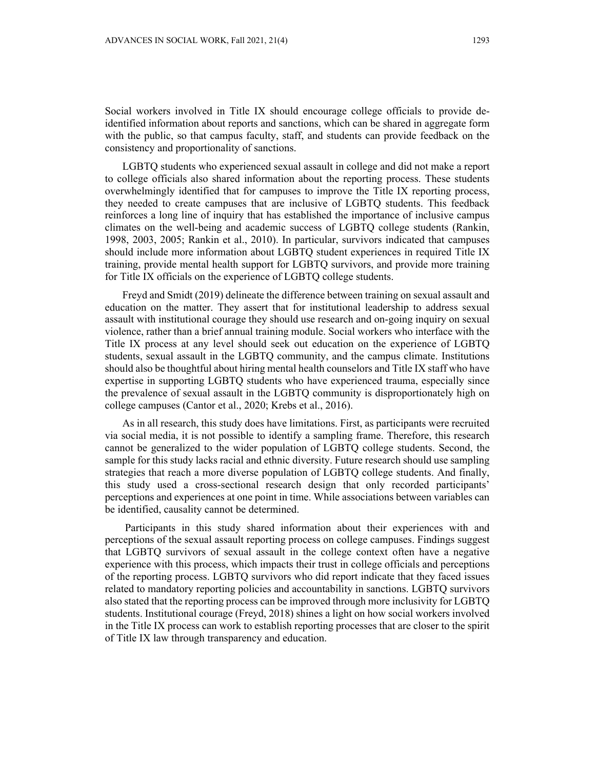Social workers involved in Title IX should encourage college officials to provide de-identified information about reports and sanctions, which can be shared in aggregate form with the public, so that campus faculty, staff, and students can provide feedback on the consistency and proportionality of sanctions.

LGBTQ students who experienced sexual assault in college and did not make a report to college officials also shared information about the reporting process. These students overwhelmingly identified that for campuses to improve the Title IX reporting process, they needed to create campuses that are inclusive of LGBTQ students. This feedback reinforces a long line of inquiry that has established the importance of inclusive campus climates on the well-being and academic success of LGBTQ college students (Rankin, 1998, 2003, 2005; Rankin et al., 2010). In particular, survivors indicated that campuses should include more information about LGBTQ student experiences in required Title IX training, provide mental health support for LGBTQ survivors, and provide more training for Title IX officials on the experience of LGBTQ college students.

Freyd and Smidt (2019) delineate the difference between training on sexual assault and education on the matter. They assert that for institutional leadership to address sexual assault with institutional courage they should use research and on-going inquiry on sexual violence, rather than a brief annual training module. Social workers who interface with the Title IX process at any level should seek out education on the experience of LGBTQ students, sexual assault in the LGBTQ community, and the campus climate. Institutions should also be thoughtful about hiring mental health counselors and Title IX staff who have expertise in supporting LGBTQ students who have experienced trauma, especially since the prevalence of sexual assault in the LGBTQ community is disproportionately high on college campuses (Cantor et al., 2020; Krebs et al., 2016).

As in all research, this study does have limitations. First, as participants were recruited via social media, it is not possible to identify a sampling frame. Therefore, this research cannot be generalized to the wider population of LGBTQ college students. Second, the sample for this study lacks racial and ethnic diversity. Future research should use sampling strategies that reach a more diverse population of LGBTQ college students. And finally, this study used a cross-sectional research design that only recorded participants' perceptions and experiences at one point in time. While associations between variables can be identified, causality cannot be determined.

Participants in this study shared information about their experiences with and perceptions of the sexual assault reporting process on college campuses. Findings suggest that LGBTQ survivors of sexual assault in the college context often have a negative experience with this process, which impacts their trust in college officials and perceptions of the reporting process. LGBTQ survivors who did report indicate that they faced issues related to mandatory reporting policies and accountability in sanctions. LGBTQ survivors also stated that the reporting process can be improved through more inclusivity for LGBTQ students. Institutional courage (Freyd, 2018) shines a light on how social workers involved in the Title IX process can work to establish reporting processes that are closer to the spirit of Title IX law through transparency and education.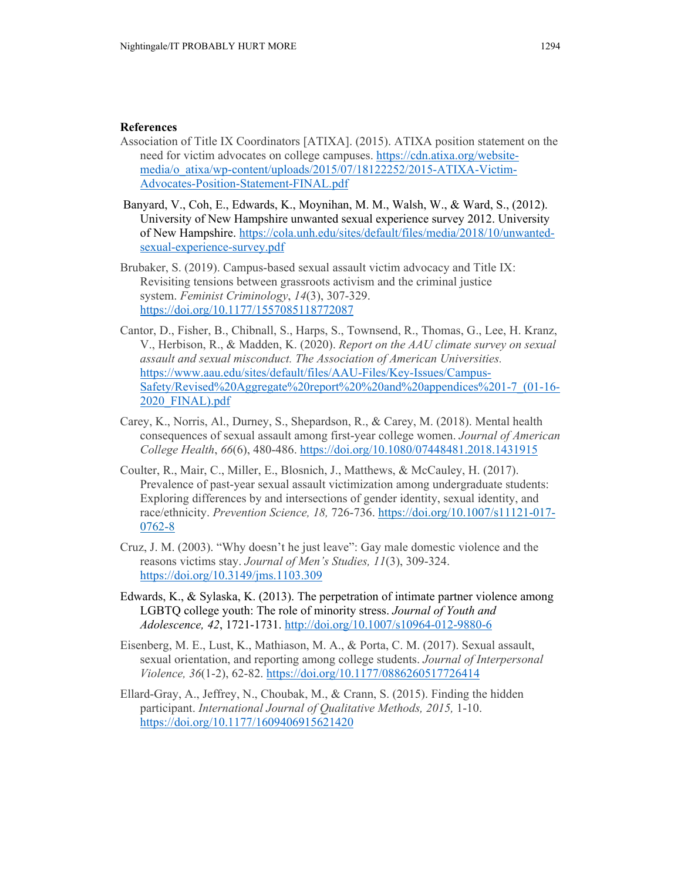## References

Association of Title IX Coordinators [ATIXA]. (2015). ATIXA position statement on the need for victim advocates on college campuses. https://cdn.atixa.org/website-media/o_atixa/wp-content/uploads/2015/07/18122252/2015-ATIXA-Victim-Advocates-Position-Statement-FINAL.pdf

Banyard, V., Coh, E., Edwards, K., Moynihan, M. M., Walsh, W., & Ward, S., (2012). University of New Hampshire unwanted sexual experience survey 2012. University of New Hampshire. https://cola.unh.edu/sites/default/files/media/2018/10/unwanted-sexual-experience-survey.pdf

Brubaker, S. (2019). Campus-based sexual assault victim advocacy and Title IX: Revisiting tensions between grassroots activism and the criminal justice system. *Feminist Criminology*, *14*(3), 307-329. https://doi.org/10.1177/1557085118772087

Cantor, D., Fisher, B., Chibnall, S., Harps, S., Townsend, R., Thomas, G., Lee, H. Kranz, V., Herbison, R., & Madden, K. (2020). *Report on the AAU climate survey on sexual assault and sexual misconduct. The Association of American Universities.* https://www.aau.edu/sites/default/files/AAU-Files/Key-Issues/Campus-Safety/Revised%20Aggregate%20report%20%20and%20appendices%201-7_(01-16-2020_FINAL).pdf

Carey, K., Norris, Al., Durney, S., Shepardson, R., & Carey, M. (2018). Mental health consequences of sexual assault among first-year college women. *Journal of American College Health*, *66*(6), 480-486. https://doi.org/10.1080/07448481.2018.1431915

Coulter, R., Mair, C., Miller, E., Blosnich, J., Matthews, & McCauley, H. (2017). Prevalence of past-year sexual assault victimization among undergraduate students: Exploring differences by and intersections of gender identity, sexual identity, and race/ethnicity. *Prevention Science, 18,* 726-736. https://doi.org/10.1007/s11121-017-0762-8

Cruz, J. M. (2003). "Why doesn't he just leave": Gay male domestic violence and the reasons victims stay. *Journal of Men's Studies, 11*(3), 309-324. https://doi.org/10.3149/jms.1103.309

Edwards, K., & Sylaska, K. (2013). The perpetration of intimate partner violence among LGBTQ college youth: The role of minority stress. *Journal of Youth and Adolescence, 42*, 1721-1731. http://doi.org/10.1007/s10964-012-9880-6

Eisenberg, M. E., Lust, K., Mathiason, M. A., & Porta, C. M. (2017). Sexual assault, sexual orientation, and reporting among college students. *Journal of Interpersonal Violence, 36*(1-2), 62-82. https://doi.org/10.1177/0886260517726414

Ellard-Gray, A., Jeffrey, N., Choubak, M., & Crann, S. (2015). Finding the hidden participant. *International Journal of Qualitative Methods, 2015,* 1-10. https://doi.org/10.1177/1609406915621420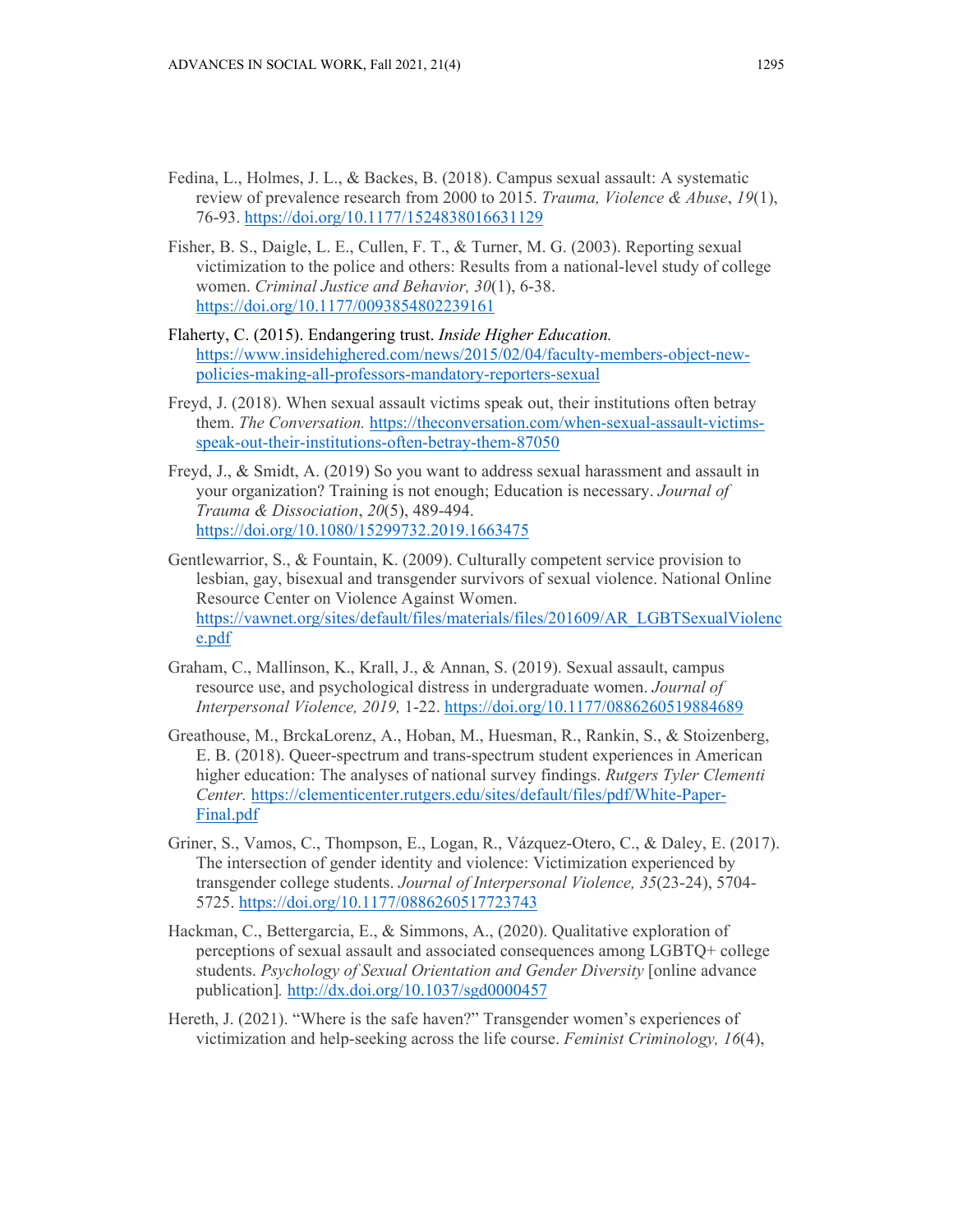Fedina, L., Holmes, J. L., & Backes, B. (2018). Campus sexual assault: A systematic review of prevalence research from 2000 to 2015. *Trauma, Violence & Abuse*, *19*(1), 76-93. https://doi.org/10.1177/1524838016631129

Fisher, B. S., Daigle, L. E., Cullen, F. T., & Turner, M. G. (2003). Reporting sexual victimization to the police and others: Results from a national-level study of college women. *Criminal Justice and Behavior, 30*(1), 6-38. https://doi.org/10.1177/0093854802239161

Flaherty, C. (2015). Endangering trust. *Inside Higher Education.* https://www.insidehighered.com/news/2015/02/04/faculty-members-object-new-policies-making-all-professors-mandatory-reporters-sexual

Freyd, J. (2018). When sexual assault victims speak out, their institutions often betray them. *The Conversation.* https://theconversation.com/when-sexual-assault-victims-speak-out-their-institutions-often-betray-them-87050

Freyd, J., & Smidt, A. (2019) So you want to address sexual harassment and assault in your organization? Training is not enough; Education is necessary. *Journal of Trauma & Dissociation*, *20*(5), 489-494. https://doi.org/10.1080/15299732.2019.1663475

Gentlewarrior, S., & Fountain, K. (2009). Culturally competent service provision to lesbian, gay, bisexual and transgender survivors of sexual violence. National Online Resource Center on Violence Against Women. https://vawnet.org/sites/default/files/materials/files/201609/AR_LGBTSexualViolence.pdf

Graham, C., Mallinson, K., Krall, J., & Annan, S. (2019). Sexual assault, campus resource use, and psychological distress in undergraduate women. *Journal of Interpersonal Violence, 2019,* 1-22. https://doi.org/10.1177/0886260519884689

Greathouse, M., BrckaLorenz, A., Hoban, M., Huesman, R., Rankin, S., & Stoizenberg, E. B. (2018). Queer-spectrum and trans-spectrum student experiences in American higher education: The analyses of national survey findings. *Rutgers Tyler Clementi Center.* https://clementicenter.rutgers.edu/sites/default/files/pdf/White-Paper-Final.pdf

Griner, S., Vamos, C., Thompson, E., Logan, R., Vázquez-Otero, C., & Daley, E. (2017). The intersection of gender identity and violence: Victimization experienced by transgender college students. *Journal of Interpersonal Violence, 35*(23-24), 5704-5725. https://doi.org/10.1177/0886260517723743

Hackman, C., Bettergarcia, E., & Simmons, A., (2020). Qualitative exploration of perceptions of sexual assault and associated consequences among LGBTQ+ college students. *Psychology of Sexual Orientation and Gender Diversity* [online advance publication]*.* http://dx.doi.org/10.1037/sgd0000457

Hereth, J. (2021). "Where is the safe haven?" Transgender women's experiences of victimization and help-seeking across the life course. *Feminist Criminology, 16*(4),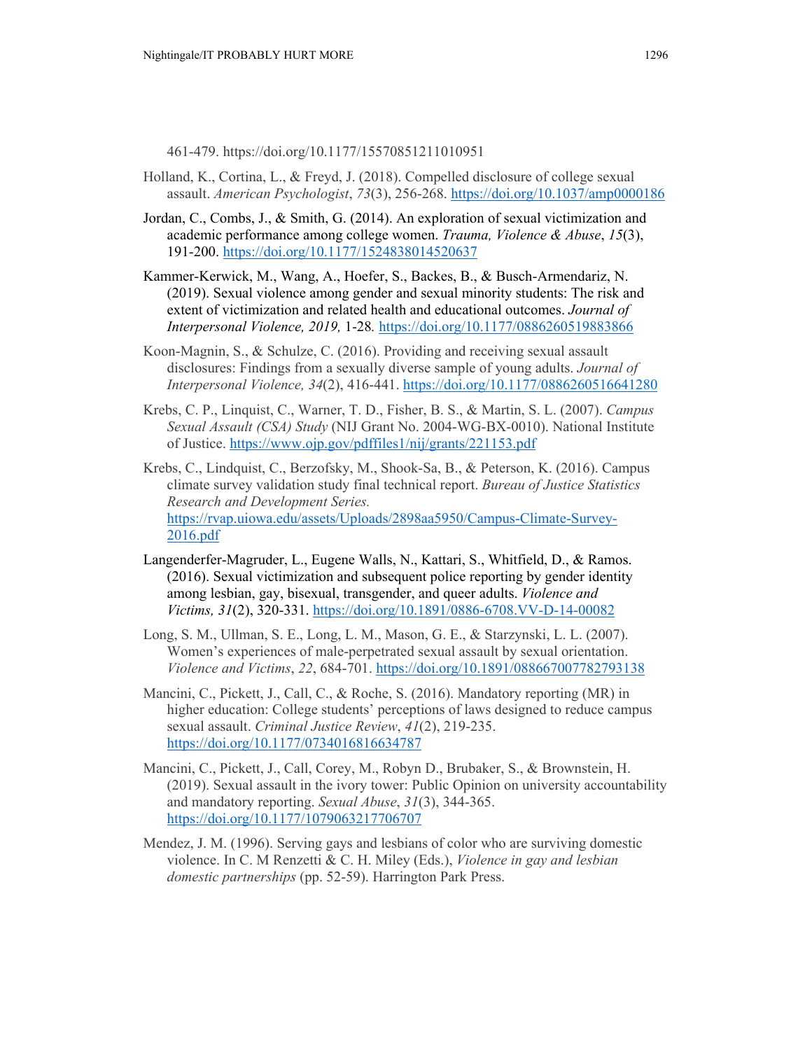461-479. https://doi.org/10.1177/15570851211010951

Holland, K., Cortina, L., & Freyd, J. (2018). Compelled disclosure of college sexual assault. *American Psychologist*, *73*(3), 256-268. https://doi.org/10.1037/amp0000186

Jordan, C., Combs, J., & Smith, G. (2014). An exploration of sexual victimization and academic performance among college women. *Trauma, Violence & Abuse*, *15*(3), 191-200. https://doi.org/10.1177/1524838014520637

Kammer-Kerwick, M., Wang, A., Hoefer, S., Backes, B., & Busch-Armendariz, N. (2019). Sexual violence among gender and sexual minority students: The risk and extent of victimization and related health and educational outcomes. *Journal of Interpersonal Violence, 2019,* 1-28*.* https://doi.org/10.1177/0886260519883866

Koon-Magnin, S., & Schulze, C. (2016). Providing and receiving sexual assault disclosures: Findings from a sexually diverse sample of young adults. *Journal of Interpersonal Violence, 34*(2), 416-441. https://doi.org/10.1177/0886260516641280

Krebs, C. P., Linquist, C., Warner, T. D., Fisher, B. S., & Martin, S. L. (2007). *Campus Sexual Assault (CSA) Study* (NIJ Grant No. 2004-WG-BX-0010). National Institute of Justice. https://www.ojp.gov/pdffiles1/nij/grants/221153.pdf

Krebs, C., Lindquist, C., Berzofsky, M., Shook-Sa, B., & Peterson, K. (2016). Campus climate survey validation study final technical report. *Bureau of Justice Statistics Research and Development Series.* https://rvap.uiowa.edu/assets/Uploads/2898aa5950/Campus-Climate-Survey-2016.pdf

Langenderfer-Magruder, L., Eugene Walls, N., Kattari, S., Whitfield, D., & Ramos. (2016). Sexual victimization and subsequent police reporting by gender identity among lesbian, gay, bisexual, transgender, and queer adults. *Violence and Victims, 31*(2), 320-331. https://doi.org/10.1891/0886-6708.VV-D-14-00082

Long, S. M., Ullman, S. E., Long, L. M., Mason, G. E., & Starzynski, L. L. (2007). Women's experiences of male-perpetrated sexual assault by sexual orientation. *Violence and Victims*, *22*, 684-701. https://doi.org/10.1891/088667007782793138

Mancini, C., Pickett, J., Call, C., & Roche, S. (2016). Mandatory reporting (MR) in higher education: College students' perceptions of laws designed to reduce campus sexual assault. *Criminal Justice Review*, *41*(2), 219-235. https://doi.org/10.1177/0734016816634787

Mancini, C., Pickett, J., Call, Corey, M., Robyn D., Brubaker, S., & Brownstein, H. (2019). Sexual assault in the ivory tower: Public Opinion on university accountability and mandatory reporting. *Sexual Abuse*, *31*(3), 344-365. https://doi.org/10.1177/1079063217706707

Mendez, J. M. (1996). Serving gays and lesbians of color who are surviving domestic violence. In C. M Renzetti & C. H. Miley (Eds.), *Violence in gay and lesbian domestic partnerships* (pp. 52-59). Harrington Park Press.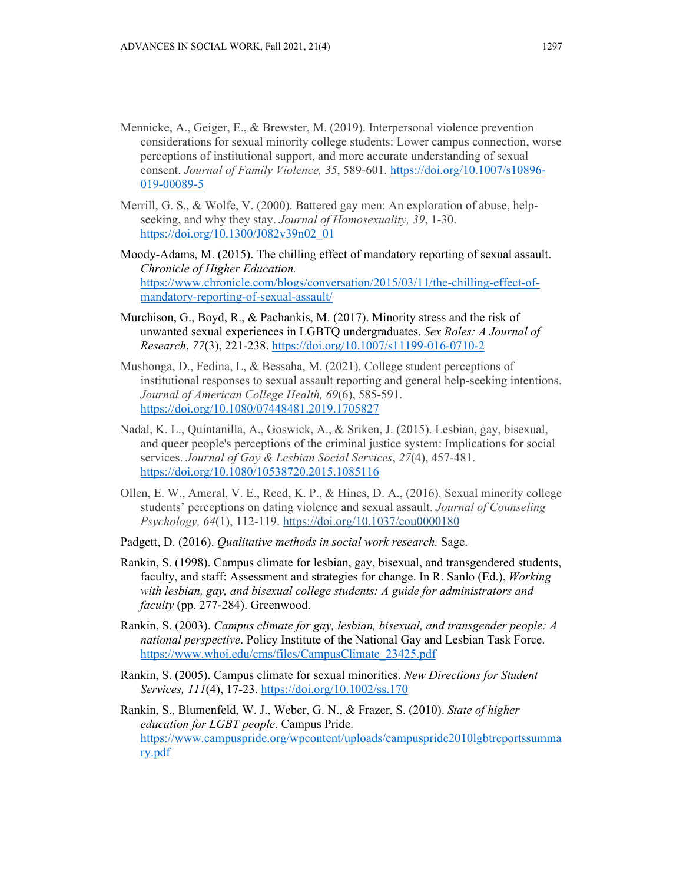Mennicke, A., Geiger, E., & Brewster, M. (2019). Interpersonal violence prevention considerations for sexual minority college students: Lower campus connection, worse perceptions of institutional support, and more accurate understanding of sexual consent. *Journal of Family Violence, 35*, 589-601. https://doi.org/10.1007/s10896-019-00089-5

Merrill, G. S., & Wolfe, V. (2000). Battered gay men: An exploration of abuse, help-seeking, and why they stay. *Journal of Homosexuality, 39*, 1-30. https://doi.org/10.1300/J082v39n02_01

Moody-Adams, M. (2015). The chilling effect of mandatory reporting of sexual assault. *Chronicle of Higher Education.* https://www.chronicle.com/blogs/conversation/2015/03/11/the-chilling-effect-of-mandatory-reporting-of-sexual-assault/

Murchison, G., Boyd, R., & Pachankis, M. (2017). Minority stress and the risk of unwanted sexual experiences in LGBTQ undergraduates. *Sex Roles: A Journal of Research*, *77*(3), 221-238. https://doi.org/10.1007/s11199-016-0710-2

Mushonga, D., Fedina, L, & Bessaha, M. (2021). College student perceptions of institutional responses to sexual assault reporting and general help-seeking intentions. *Journal of American College Health, 69*(6), 585-591. https://doi.org/10.1080/07448481.2019.1705827

Nadal, K. L., Quintanilla, A., Goswick, A., & Sriken, J. (2015). Lesbian, gay, bisexual, and queer people's perceptions of the criminal justice system: Implications for social services. *Journal of Gay & Lesbian Social Services*, *27*(4), 457-481. https://doi.org/10.1080/10538720.2015.1085116

Ollen, E. W., Ameral, V. E., Reed, K. P., & Hines, D. A., (2016). Sexual minority college students' perceptions on dating violence and sexual assault. *Journal of Counseling Psychology, 64*(1), 112-119. https://doi.org/10.1037/cou0000180

Padgett, D. (2016). *Qualitative methods in social work research.* Sage.

Rankin, S. (1998). Campus climate for lesbian, gay, bisexual, and transgendered students, faculty, and staff: Assessment and strategies for change. In R. Sanlo (Ed.), *Working with lesbian, gay, and bisexual college students: A guide for administrators and faculty* (pp. 277-284). Greenwood.

Rankin, S. (2003). *Campus climate for gay, lesbian, bisexual, and transgender people: A national perspective*. Policy Institute of the National Gay and Lesbian Task Force. https://www.whoi.edu/cms/files/CampusClimate_23425.pdf

Rankin, S. (2005). Campus climate for sexual minorities. *New Directions for Student Services, 111*(4), 17-23. https://doi.org/10.1002/ss.170

Rankin, S., Blumenfeld, W. J., Weber, G. N., & Frazer, S. (2010). *State of higher education for LGBT people*. Campus Pride. https://www.campuspride.org/wpcontent/uploads/campuspride2010lgbtreportssummary.pdf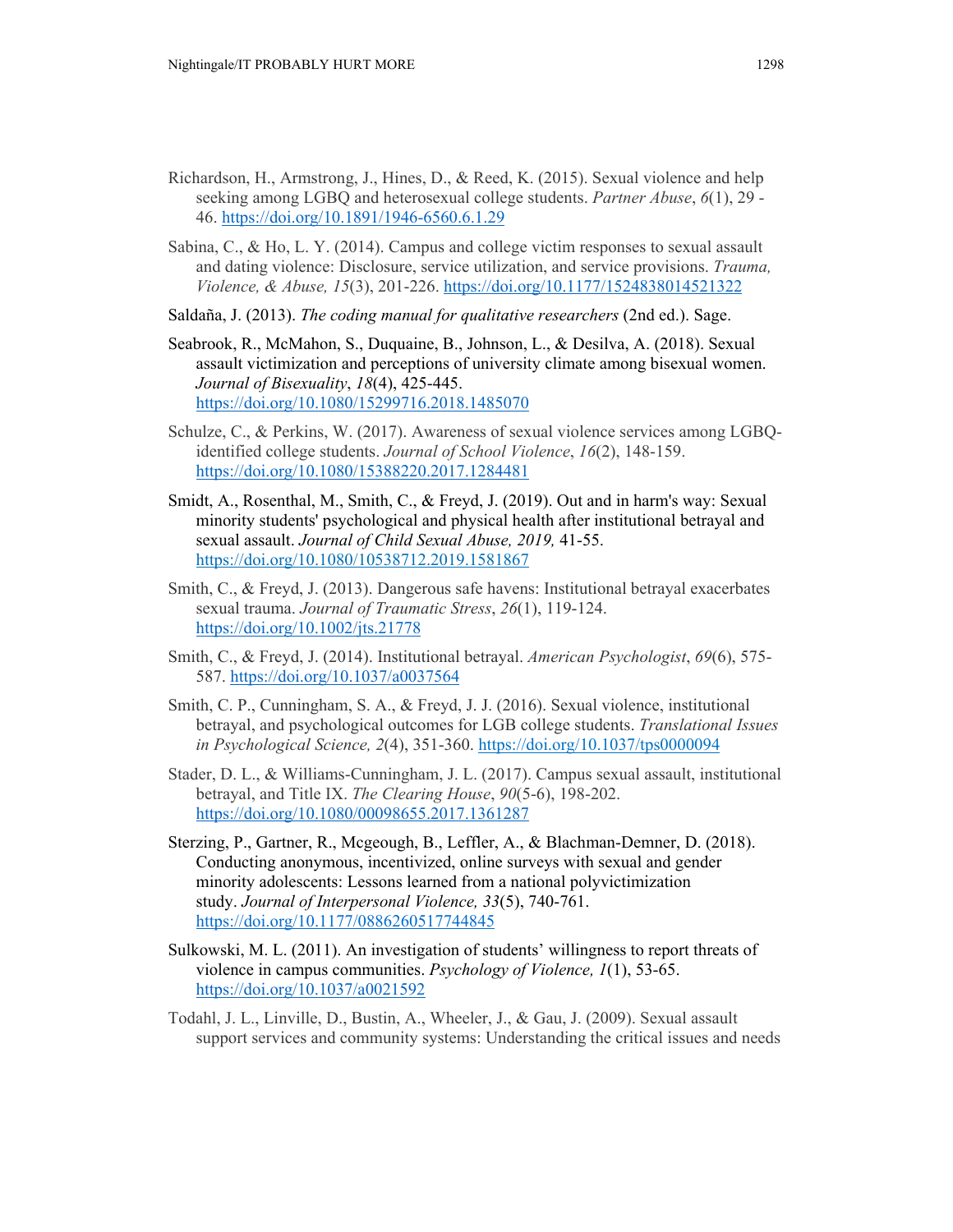Richardson, H., Armstrong, J., Hines, D., & Reed, K. (2015). Sexual violence and help seeking among LGBQ and heterosexual college students. *Partner Abuse*, *6*(1), 29 - 46. https://doi.org/10.1891/1946-6560.6.1.29

Sabina, C., & Ho, L. Y. (2014). Campus and college victim responses to sexual assault and dating violence: Disclosure, service utilization, and service provisions. *Trauma, Violence, & Abuse, 15*(3), 201-226. https://doi.org/10.1177/1524838014521322

Saldaña, J. (2013). *The coding manual for qualitative researchers* (2nd ed.). Sage.

Seabrook, R., McMahon, S., Duquaine, B., Johnson, L., & Desilva, A. (2018). Sexual assault victimization and perceptions of university climate among bisexual women. *Journal of Bisexuality*, *18*(4), 425-445. https://doi.org/10.1080/15299716.2018.1485070

Schulze, C., & Perkins, W. (2017). Awareness of sexual violence services among LGBQ-identified college students. *Journal of School Violence*, *16*(2), 148-159. https://doi.org/10.1080/15388220.2017.1284481

Smidt, A., Rosenthal, M., Smith, C., & Freyd, J. (2019). Out and in harm's way: Sexual minority students' psychological and physical health after institutional betrayal and sexual assault. *Journal of Child Sexual Abuse, 2019,* 41-55. https://doi.org/10.1080/10538712.2019.1581867

Smith, C., & Freyd, J. (2013). Dangerous safe havens: Institutional betrayal exacerbates sexual trauma. *Journal of Traumatic Stress*, *26*(1), 119-124. https://doi.org/10.1002/jts.21778

Smith, C., & Freyd, J. (2014). Institutional betrayal. *American Psychologist*, *69*(6), 575-587. https://doi.org/10.1037/a0037564

Smith, C. P., Cunningham, S. A., & Freyd, J. J. (2016). Sexual violence, institutional betrayal, and psychological outcomes for LGB college students. *Translational Issues in Psychological Science, 2*(4), 351-360. https://doi.org/10.1037/tps0000094

Stader, D. L., & Williams-Cunningham, J. L. (2017). Campus sexual assault, institutional betrayal, and Title IX. *The Clearing House*, *90*(5-6), 198-202. https://doi.org/10.1080/00098655.2017.1361287

Sterzing, P., Gartner, R., Mcgeough, B., Leffler, A., & Blachman-Demner, D. (2018). Conducting anonymous, incentivized, online surveys with sexual and gender minority adolescents: Lessons learned from a national polyvictimization study. *Journal of Interpersonal Violence, 33*(5), 740-761. https://doi.org/10.1177/0886260517744845

Sulkowski, M. L. (2011). An investigation of students' willingness to report threats of violence in campus communities. *Psychology of Violence, 1*(1), 53-65. https://doi.org/10.1037/a0021592

Todahl, J. L., Linville, D., Bustin, A., Wheeler, J., & Gau, J. (2009). Sexual assault support services and community systems: Understanding the critical issues and needs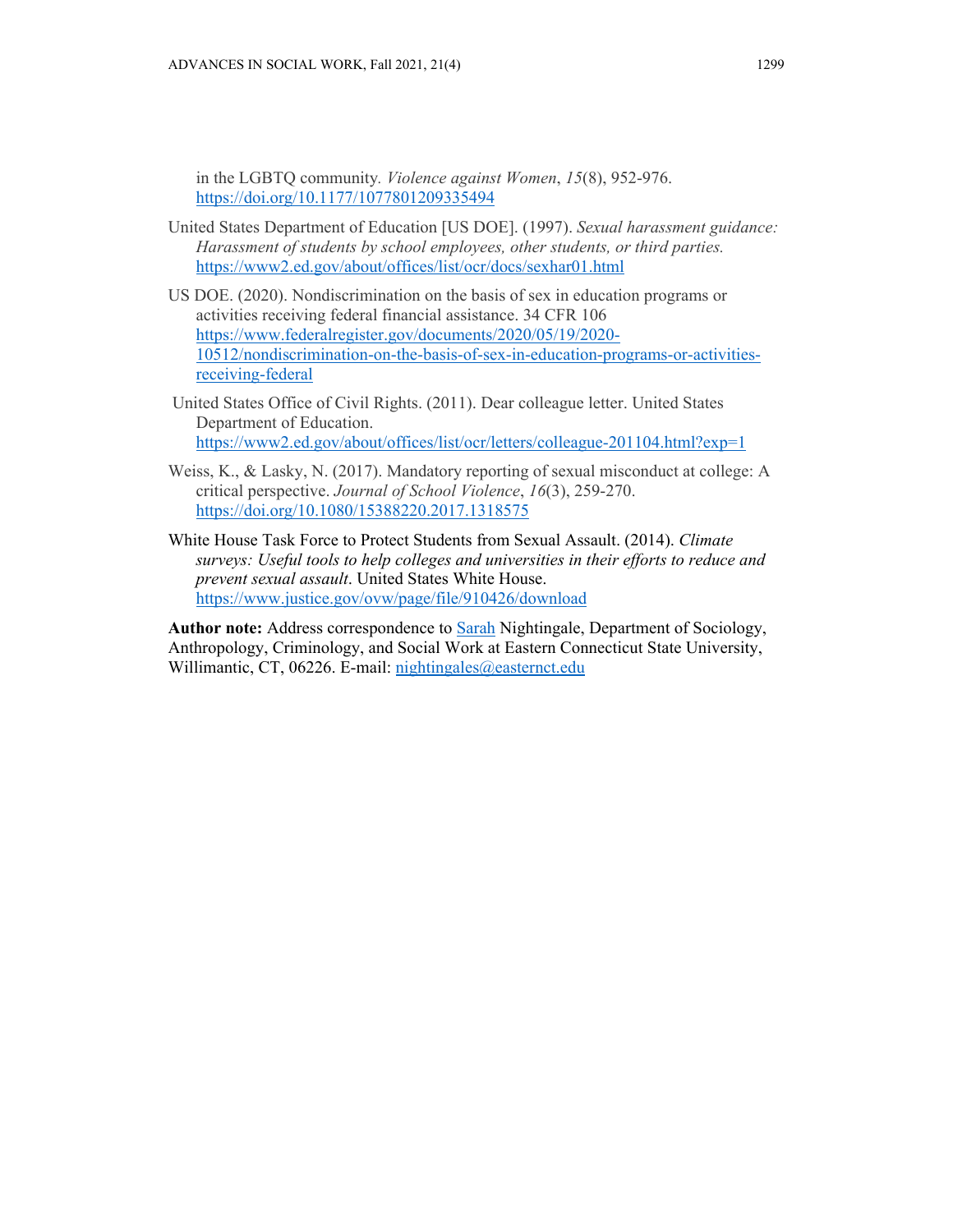in the LGBTQ community. *Violence against Women*, *15*(8), 952-976. https://doi.org/10.1177/1077801209335494

United States Department of Education [US DOE]. (1997). *Sexual harassment guidance: Harassment of students by school employees, other students, or third parties.* https://www2.ed.gov/about/offices/list/ocr/docs/sexhar01.html

US DOE. (2020). Nondiscrimination on the basis of sex in education programs or activities receiving federal financial assistance. 34 CFR 106 https://www.federalregister.gov/documents/2020/05/19/2020-10512/nondiscrimination-on-the-basis-of-sex-in-education-programs-or-activities-receiving-federal

United States Office of Civil Rights. (2011). Dear colleague letter. United States Department of Education. https://www2.ed.gov/about/offices/list/ocr/letters/colleague-201104.html?exp=1

Weiss, K., & Lasky, N. (2017). Mandatory reporting of sexual misconduct at college: A critical perspective. *Journal of School Violence*, *16*(3), 259-270. https://doi.org/10.1080/15388220.2017.1318575

White House Task Force to Protect Students from Sexual Assault. (2014). *Climate surveys: Useful tools to help colleges and universities in their efforts to reduce and prevent sexual assault*. United States White House. https://www.justice.gov/ovw/page/file/910426/download

**Author note:** Address correspondence to Sarah Nightingale, Department of Sociology, Anthropology, Criminology, and Social Work at Eastern Connecticut State University, Willimantic, CT, 06226. E-mail: nightingales@easternct.edu